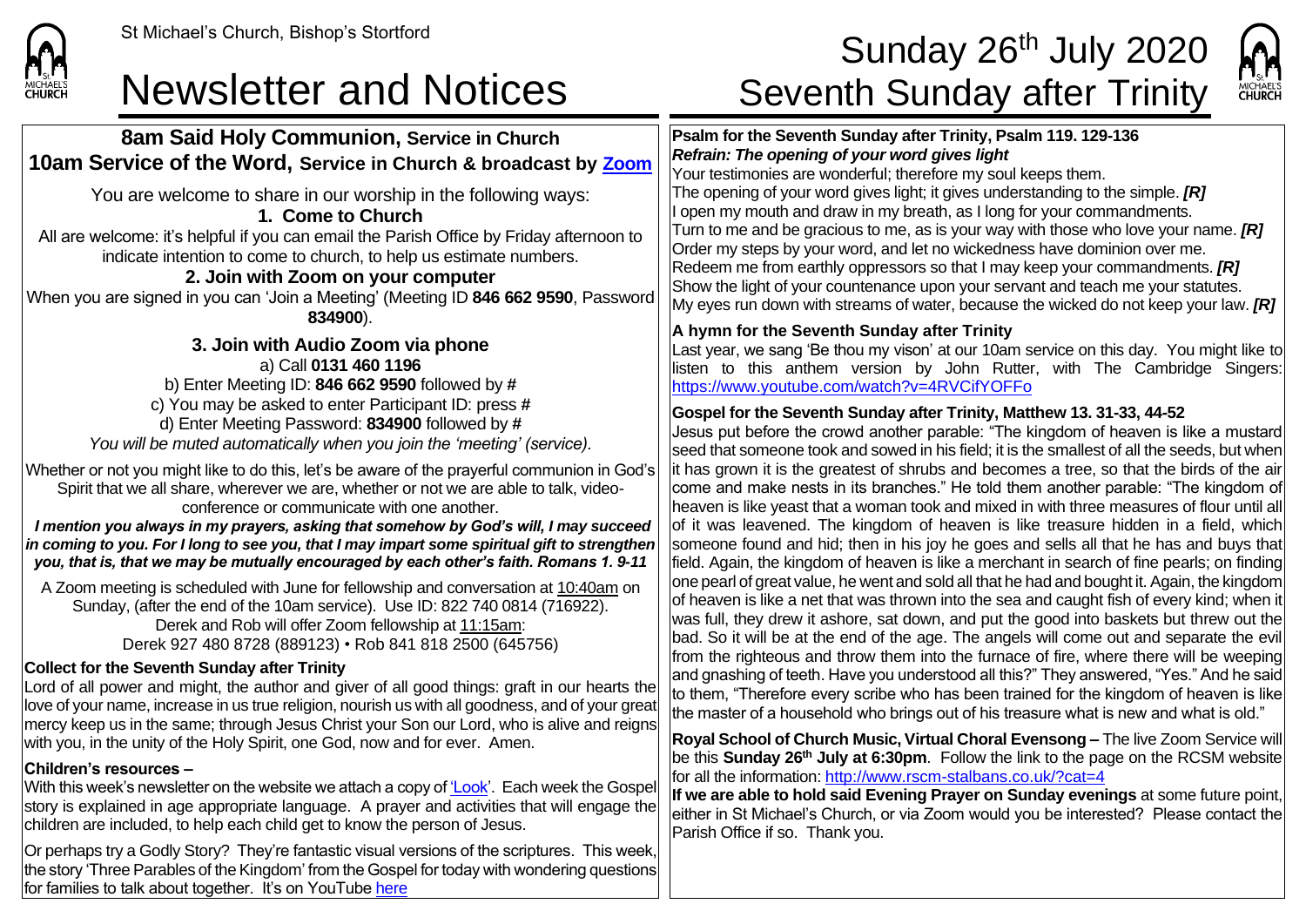St Michael's Church, Bishop's Stortford

# Newsletter and Notices

# Sunday 26th July 2020 Seventh Sunday after Trinity

## 8am Said Holy Communion, Service in Church
## 10am Service of the Word, Service in Church & broadcast by [Zoom]

You are welcome to share in our worship in the following ways:

### 1. Come to Church

All are welcome: it's helpful if you can email the Parish Office by Friday afternoon to indicate intention to come to church, to help us estimate numbers.

### 2. Join with Zoom on your computer

When you are signed in you can 'Join a Meeting' (Meeting ID **846 662 9590**, Password **834900**).

### 3. Join with Audio Zoom via phone

a) Call **0131 460 1196**

b) Enter Meeting ID: **846 662 9590** followed by **#**

c) You may be asked to enter Participant ID: press **#**

d) Enter Meeting Password: **834900** followed by **#**

*You will be muted automatically when you join the 'meeting' (service).*

Whether or not you might like to do this, let's be aware of the prayerful communion in God's Spirit that we all share, wherever we are, whether or not we are able to talk, video-conference or communicate with one another.

***I mention you always in my prayers, asking that somehow by God's will, I may succeed in coming to you. For I long to see you, that I may impart some spiritual gift to strengthen you, that is, that we may be mutually encouraged by each other's faith. Romans 1. 9-11***

A Zoom meeting is scheduled with June for fellowship and conversation at 10:40am on Sunday, (after the end of the 10am service). Use ID: 822 740 0814 (716922).

Derek and Rob will offer Zoom fellowship at 11:15am:

Derek 927 480 8728 (889123) • Rob 841 818 2500 (645756)

**Collect for the Seventh Sunday after Trinity**

Lord of all power and might, the author and giver of all good things: graft in our hearts the love of your name, increase in us true religion, nourish us with all goodness, and of your great mercy keep us in the same; through Jesus Christ your Son our Lord, who is alive and reigns with you, in the unity of the Holy Spirit, one God, now and for ever. Amen.

**Children's resources –**

With this week's newsletter on the website we attach a copy of 'Look'. Each week the Gospel story is explained in age appropriate language. A prayer and activities that will engage the children are included, to help each child get to know the person of Jesus.

Or perhaps try a Godly Story? They're fantastic visual versions of the scriptures. This week, the story 'Three Parables of the Kingdom' from the Gospel for today with wondering questions for families to talk about together. It's on YouTube here

**Psalm for the Seventh Sunday after Trinity, Psalm 119. 129-136**

***Refrain: The opening of your word gives light***

Your testimonies are wonderful; therefore my soul keeps them.
The opening of your word gives light; it gives understanding to the simple. ***[R]***
I open my mouth and draw in my breath, as I long for your commandments.
Turn to me and be gracious to me, as is your way with those who love your name. ***[R]***
Order my steps by your word, and let no wickedness have dominion over me.
Redeem me from earthly oppressors so that I may keep your commandments. ***[R]***
Show the light of your countenance upon your servant and teach me your statutes.
My eyes run down with streams of water, because the wicked do not keep your law. ***[R]***

**A hymn for the Seventh Sunday after Trinity**

Last year, we sang 'Be thou my vison' at our 10am service on this day. You might like to listen to this anthem version by John Rutter, with The Cambridge Singers: https://www.youtube.com/watch?v=4RVCifYOFFo

**Gospel for the Seventh Sunday after Trinity, Matthew 13. 31-33, 44-52**

Jesus put before the crowd another parable: "The kingdom of heaven is like a mustard seed that someone took and sowed in his field; it is the smallest of all the seeds, but when it has grown it is the greatest of shrubs and becomes a tree, so that the birds of the air come and make nests in its branches." He told them another parable: "The kingdom of heaven is like yeast that a woman took and mixed in with three measures of flour until all of it was leavened. The kingdom of heaven is like treasure hidden in a field, which someone found and hid; then in his joy he goes and sells all that he has and buys that field. Again, the kingdom of heaven is like a merchant in search of fine pearls; on finding one pearl of great value, he went and sold all that he had and bought it. Again, the kingdom of heaven is like a net that was thrown into the sea and caught fish of every kind; when it was full, they drew it ashore, sat down, and put the good into baskets but threw out the bad. So it will be at the end of the age. The angels will come out and separate the evil from the righteous and throw them into the furnace of fire, where there will be weeping and gnashing of teeth. Have you understood all this?" They answered, "Yes." And he said to them, "Therefore every scribe who has been trained for the kingdom of heaven is like the master of a household who brings out of his treasure what is new and what is old."

**Royal School of Church Music, Virtual Choral Evensong –** The live Zoom Service will be this **Sunday 26th July at 6:30pm**. Follow the link to the page on the RCSM website for all the information: http://www.rscm-stalbans.co.uk/?cat=4

**If we are able to hold said Evening Prayer on Sunday evenings** at some future point, either in St Michael's Church, or via Zoom would you be interested? Please contact the Parish Office if so. Thank you.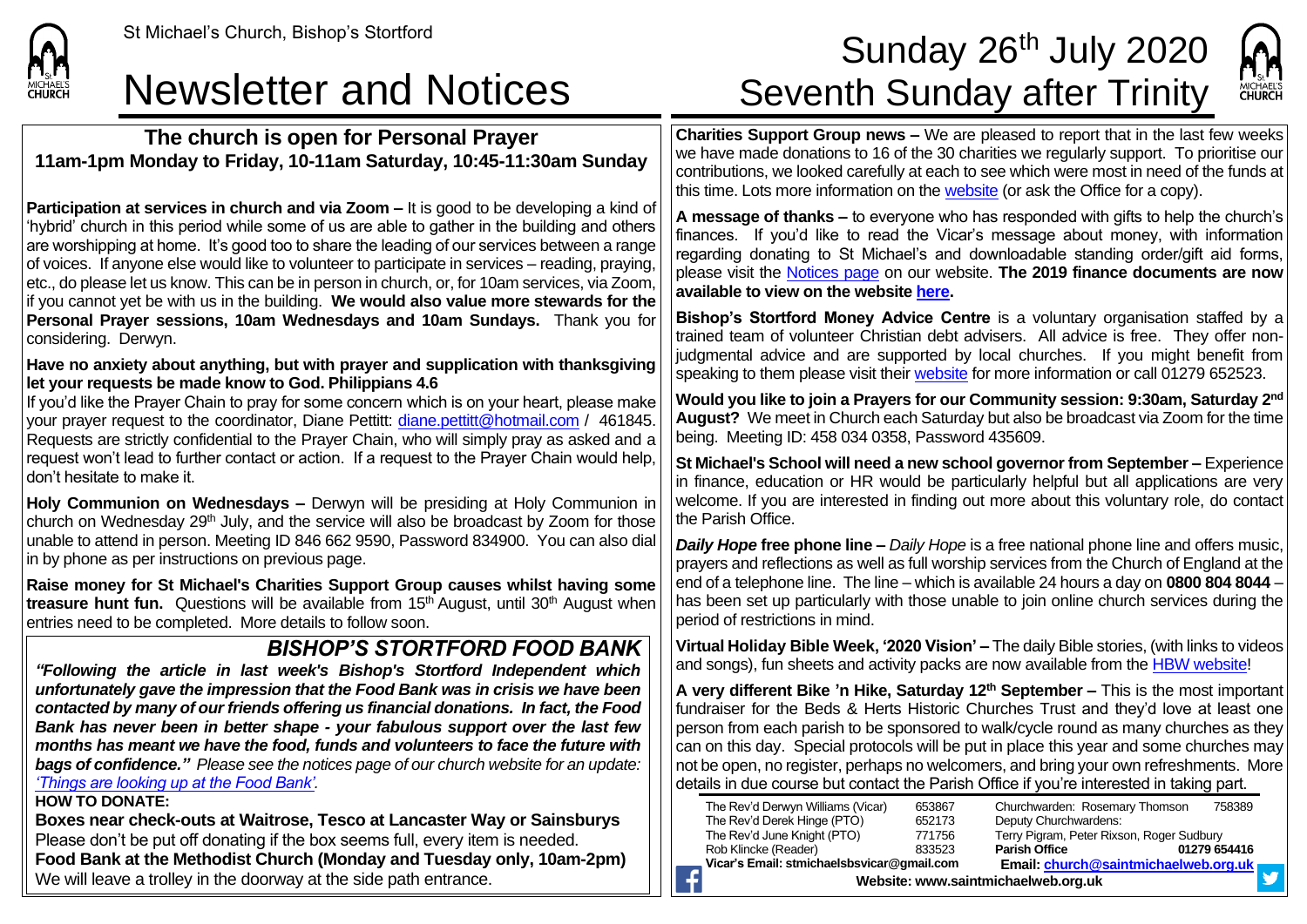St Michael's Church, Bishop's Stortford

# Newsletter and Notices

# Sunday 26th July 2020 Seventh Sunday after Trinity

## The church is open for Personal Prayer

**11am-1pm Monday to Friday, 10-11am Saturday, 10:45-11:30am Sunday**

**Participation at services in church and via Zoom –** It is good to be developing a kind of 'hybrid' church in this period while some of us are able to gather in the building and others are worshipping at home. It's good too to share the leading of our services between a range of voices. If anyone else would like to volunteer to participate in services – reading, praying, etc., do please let us know. This can be in person in church, or, for 10am services, via Zoom, if you cannot yet be with us in the building. **We would also value more stewards for the Personal Prayer sessions, 10am Wednesdays and 10am Sundays.** Thank you for considering. Derwyn.

**Have no anxiety about anything, but with prayer and supplication with thanksgiving let your requests be made know to God. Philippians 4.6**

If you'd like the Prayer Chain to pray for some concern which is on your heart, please make your prayer request to the coordinator, Diane Pettitt: diane.pettitt@hotmail.com / 461845. Requests are strictly confidential to the Prayer Chain, who will simply pray as asked and a request won't lead to further contact or action. If a request to the Prayer Chain would help, don't hesitate to make it.

**Holy Communion on Wednesdays –** Derwyn will be presiding at Holy Communion in church on Wednesday 29th July, and the service will also be broadcast by Zoom for those unable to attend in person. Meeting ID 846 662 9590, Password 834900. You can also dial in by phone as per instructions on previous page.

**Raise money for St Michael's Charities Support Group causes whilst having some treasure hunt fun.** Questions will be available from 15th August, until 30th August when entries need to be completed. More details to follow soon.

## *BISHOP'S STORTFORD FOOD BANK*

***"Following the article in last week's Bishop's Stortford Independent which unfortunately gave the impression that the Food Bank was in crisis we have been contacted by many of our friends offering us financial donations. In fact, the Food Bank has never been in better shape - your fabulous support over the last few months has meant we have the food, funds and volunteers to face the future with bags of confidence."*** *Please see the notices page of our church website for an update: 'Things are looking up at the Food Bank'.*

**HOW TO DONATE:**

**Boxes near check-outs at Waitrose, Tesco at Lancaster Way or Sainsburys**
Please don't be put off donating if the box seems full, every item is needed.

**Food Bank at the Methodist Church (Monday and Tuesday only, 10am-2pm)**
We will leave a trolley in the doorway at the side path entrance.

**Charities Support Group news –** We are pleased to report that in the last few weeks we have made donations to 16 of the 30 charities we regularly support. To prioritise our contributions, we looked carefully at each to see which were most in need of the funds at this time. Lots more information on the website (or ask the Office for a copy).

**A message of thanks –** to everyone who has responded with gifts to help the church's finances. If you'd like to read the Vicar's message about money, with information regarding donating to St Michael's and downloadable standing order/gift aid forms, please visit the Notices page on our website. **The 2019 finance documents are now available to view on the website here.**

**Bishop's Stortford Money Advice Centre** is a voluntary organisation staffed by a trained team of volunteer Christian debt advisers. All advice is free. They offer non-judgmental advice and are supported by local churches. If you might benefit from speaking to them please visit their website for more information or call 01279 652523.

**Would you like to join a Prayers for our Community session: 9:30am, Saturday 2nd August?** We meet in Church each Saturday but also be broadcast via Zoom for the time being. Meeting ID: 458 034 0358, Password 435609.

**St Michael's School will need a new school governor from September –** Experience in finance, education or HR would be particularly helpful but all applications are very welcome. If you are interested in finding out more about this voluntary role, do contact the Parish Office.

***Daily Hope* free phone line –** *Daily Hope* is a free national phone line and offers music, prayers and reflections as well as full worship services from the Church of England at the end of a telephone line. The line – which is available 24 hours a day on **0800 804 8044** – has been set up particularly with those unable to join online church services during the period of restrictions in mind.

**Virtual Holiday Bible Week, '2020 Vision' –** The daily Bible stories, (with links to videos and songs), fun sheets and activity packs are now available from the HBW website!

**A very different Bike 'n Hike, Saturday 12th September –** This is the most important fundraiser for the Beds & Herts Historic Churches Trust and they'd love at least one person from each parish to be sponsored to walk/cycle round as many churches as they can on this day. Special protocols will be put in place this year and some churches may not be open, no register, perhaps no welcomers, and bring your own refreshments. More details in due course but contact the Parish Office if you're interested in taking part.

| | | | |
|---|---|---|---|
| The Rev'd Derwyn Williams (Vicar) | 653867 | Churchwarden: Rosemary Thomson | 758389 |
| The Rev'd Derek Hinge (PTO) | 652173 | Deputy Churchwardens: | |
| The Rev'd June Knight (PTO) | 771756 | Terry Pigram, Peter Rixson, Roger Sudbury | |
| Rob Klincke (Reader) | 833523 | **Parish Office** | **01279 654416** |
| **Vicar's Email: stmichaelsbsvicar@gmail.com** | | **Email: church@saintmichaelweb.org.uk** | |

**Website: www.saintmichaelweb.org.uk**